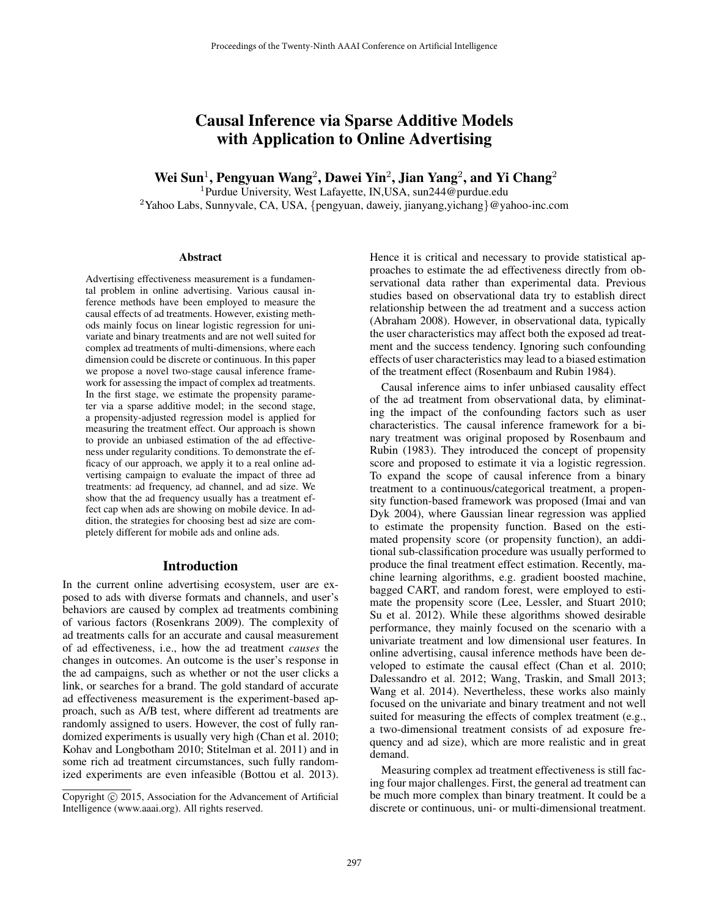# Causal Inference via Sparse Additive Models with Application to Online Advertising

**Wei Sun[1], Pengyuan Wang[2], Dawei Yin[2], Jian Yang[2], and Yi Chang[2]**

[1]Purdue University, West Lafayette, IN,USA, sun244@purdue.edu
[2]Yahoo Labs, Sunnyvale, CA, USA, {pengyuan, daweiy, jianyang,yichang}@yahoo-inc.com

## Abstract

Advertising effectiveness measurement is a fundamental problem in online advertising. Various causal inference methods have been employed to measure the causal effects of ad treatments. However, existing methods mainly focus on linear logistic regression for univariate and binary treatments and are not well suited for complex ad treatments of multi-dimensions, where each dimension could be discrete or continuous. In this paper we propose a novel two-stage causal inference framework for assessing the impact of complex ad treatments. In the first stage, we estimate the propensity parameter via a sparse additive model; in the second stage, a propensity-adjusted regression model is applied for measuring the treatment effect. Our approach is shown to provide an unbiased estimation of the ad effectiveness under regularity conditions. To demonstrate the efficacy of our approach, we apply it to a real online advertising campaign to evaluate the impact of three ad treatments: ad frequency, ad channel, and ad size. We show that the ad frequency usually has a treatment effect cap when ads are showing on mobile device. In addition, the strategies for choosing best ad size are completely different for mobile ads and online ads.

## Introduction

In the current online advertising ecosystem, user are exposed to ads with diverse formats and channels, and user's behaviors are caused by complex ad treatments combining of various factors (Rosenkrans 2009). The complexity of ad treatments calls for an accurate and causal measurement of ad effectiveness, i.e., how the ad treatment *causes* the changes in outcomes. An outcome is the user's response in the ad campaigns, such as whether or not the user clicks a link, or searches for a brand. The gold standard of accurate ad effectiveness measurement is the experiment-based approach, such as A/B test, where different ad treatments are randomly assigned to users. However, the cost of fully randomized experiments is usually very high (Chan et al. 2010; Kohav and Longbotham 2010; Stitelman et al. 2011) and in some rich ad treatment circumstances, such fully randomized experiments are even infeasible (Bottou et al. 2013).

Copyright © 2015, Association for the Advancement of Artificial Intelligence (www.aaai.org). All rights reserved.

Hence it is critical and necessary to provide statistical approaches to estimate the ad effectiveness directly from observational data rather than experimental data. Previous studies based on observational data try to establish direct relationship between the ad treatment and a success action (Abraham 2008). However, in observational data, typically the user characteristics may affect both the exposed ad treatment and the success tendency. Ignoring such confounding effects of user characteristics may lead to a biased estimation of the treatment effect (Rosenbaum and Rubin 1984).

Causal inference aims to infer unbiased causality effect of the ad treatment from observational data, by eliminating the impact of the confounding factors such as user characteristics. The causal inference framework for a binary treatment was original proposed by Rosenbaum and Rubin (1983). They introduced the concept of propensity score and proposed to estimate it via a logistic regression. To expand the scope of causal inference from a binary treatment to a continuous/categorical treatment, a propensity function-based framework was proposed (Imai and van Dyk 2004), where Gaussian linear regression was applied to estimate the propensity function. Based on the estimated propensity score (or propensity function), an additional sub-classification procedure was usually performed to produce the final treatment effect estimation. Recently, machine learning algorithms, e.g. gradient boosted machine, bagged CART, and random forest, were employed to estimate the propensity score (Lee, Lessler, and Stuart 2010; Su et al. 2012). While these algorithms showed desirable performance, they mainly focused on the scenario with a univariate treatment and low dimensional user features. In online advertising, causal inference methods have been developed to estimate the causal effect (Chan et al. 2010; Dalessandro et al. 2012; Wang, Traskin, and Small 2013; Wang et al. 2014). Nevertheless, these works also mainly focused on the univariate and binary treatment and not well suited for measuring the effects of complex treatment (e.g., a two-dimensional treatment consists of ad exposure frequency and ad size), which are more realistic and in great demand.

Measuring complex ad treatment effectiveness is still facing four major challenges. First, the general ad treatment can be much more complex than binary treatment. It could be a discrete or continuous, uni- or multi-dimensional treatment.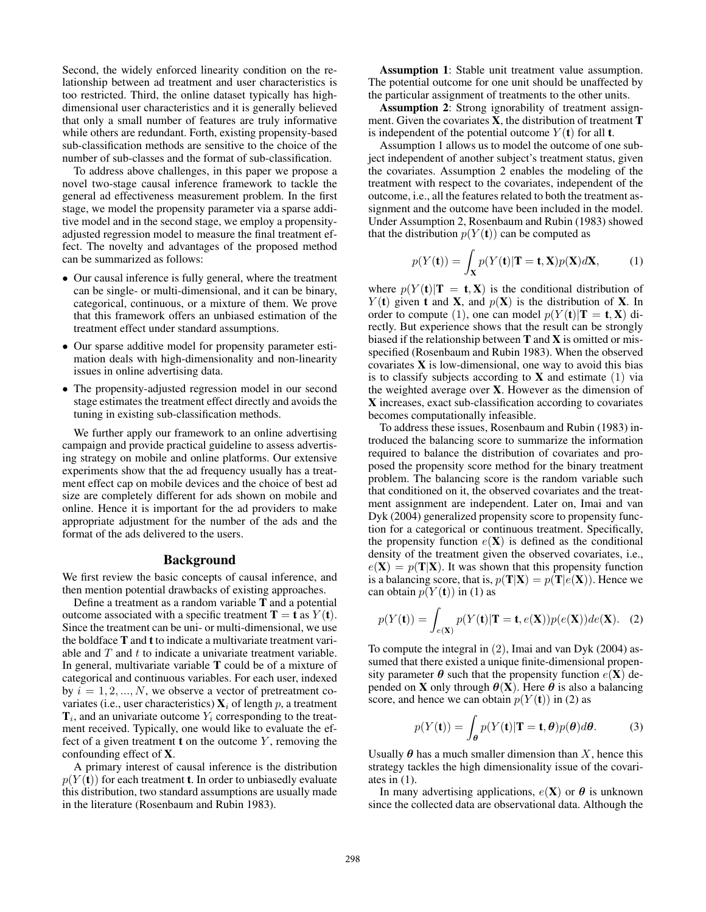Second, the widely enforced linearity condition on the relationship between ad treatment and user characteristics is too restricted. Third, the online dataset typically has high-dimensional user characteristics and it is generally believed that only a small number of features are truly informative while others are redundant. Forth, existing propensity-based sub-classification methods are sensitive to the choice of the number of sub-classes and the format of sub-classification.

To address above challenges, in this paper we propose a novel two-stage causal inference framework to tackle the general ad effectiveness measurement problem. In the first stage, we model the propensity parameter via a sparse additive model and in the second stage, we employ a propensity-adjusted regression model to measure the final treatment effect. The novelty and advantages of the proposed method can be summarized as follows:

- Our causal inference is fully general, where the treatment can be single- or multi-dimensional, and it can be binary, categorical, continuous, or a mixture of them. We prove that this framework offers an unbiased estimation of the treatment effect under standard assumptions.
- Our sparse additive model for propensity parameter estimation deals with high-dimensionality and non-linearity issues in online advertising data.
- The propensity-adjusted regression model in our second stage estimates the treatment effect directly and avoids the tuning in existing sub-classification methods.

We further apply our framework to an online advertising campaign and provide practical guideline to assess advertising strategy on mobile and online platforms. Our extensive experiments show that the ad frequency usually has a treatment effect cap on mobile devices and the choice of best ad size are completely different for ads shown on mobile and online. Hence it is important for the ad providers to make appropriate adjustment for the number of the ads and the format of the ads delivered to the users.

## Background

We first review the basic concepts of causal inference, and then mention potential drawbacks of existing approaches.

Define a treatment as a random variable $\mathbf{T}$ and a potential outcome associated with a specific treatment $\mathbf{T} = \mathbf{t}$ as $Y(\mathbf{t})$. Since the treatment can be uni- or multi-dimensional, we use the boldface $\mathbf{T}$ and $\mathbf{t}$ to indicate a multivariate treatment variable and $T$ and $t$ to indicate a univariate treatment variable. In general, multivariate variable $\mathbf{T}$ could be of a mixture of categorical and continuous variables. For each user, indexed by $i = 1, 2, ..., N$, we observe a vector of pretreatment covariates (i.e., user characteristics) $\mathbf{X}_i$ of length $p$, a treatment $\mathbf{T}_i$, and an univariate outcome $Y_i$ corresponding to the treatment received. Typically, one would like to evaluate the effect of a given treatment $\mathbf{t}$ on the outcome $Y$, removing the confounding effect of $\mathbf{X}$.

A primary interest of causal inference is the distribution $p(Y(\mathbf{t}))$ for each treatment $\mathbf{t}$. In order to unbiasedly evaluate this distribution, two standard assumptions are usually made in the literature (Rosenbaum and Rubin 1983).

**Assumption 1**: Stable unit treatment value assumption. The potential outcome for one unit should be unaffected by the particular assignment of treatments to the other units.

**Assumption 2**: Strong ignorability of treatment assignment. Given the covariates $\mathbf{X}$, the distribution of treatment $\mathbf{T}$ is independent of the potential outcome $Y(\mathbf{t})$ for all $\mathbf{t}$.

Assumption 1 allows us to model the outcome of one subject independent of another subject's treatment status, given the covariates. Assumption 2 enables the modeling of the treatment with respect to the covariates, independent of the outcome, i.e., all the features related to both the treatment assignment and the outcome have been included in the model. Under Assumption 2, Rosenbaum and Rubin (1983) showed that the distribution $p(Y(\mathbf{t}))$ can be computed as

$$p(Y(\mathbf{t})) = \int_{\mathbf{X}} p(Y(\mathbf{t})|\mathbf{T} = \mathbf{t}, \mathbf{X})p(\mathbf{X})d\mathbf{X}, \qquad (1)$$

where $p(Y(\mathbf{t})|\mathbf{T} = \mathbf{t}, \mathbf{X})$ is the conditional distribution of $Y(\mathbf{t})$ given $\mathbf{t}$ and $\mathbf{X}$, and $p(\mathbf{X})$ is the distribution of $\mathbf{X}$. In order to compute (1), one can model $p(Y(\mathbf{t})|\mathbf{T} = \mathbf{t}, \mathbf{X})$ directly. But experience shows that the result can be strongly biased if the relationship between $\mathbf{T}$ and $\mathbf{X}$ is omitted or misspecified (Rosenbaum and Rubin 1983). When the observed covariates $\mathbf{X}$ is low-dimensional, one way to avoid this bias is to classify subjects according to $\mathbf{X}$ and estimate (1) via the weighted average over $\mathbf{X}$. However as the dimension of $\mathbf{X}$ increases, exact sub-classification according to covariates becomes computationally infeasible.

To address these issues, Rosenbaum and Rubin (1983) introduced the balancing score to summarize the information required to balance the distribution of covariates and proposed the propensity score method for the binary treatment problem. The balancing score is the random variable such that conditioned on it, the observed covariates and the treatment assignment are independent. Later on, Imai and van Dyk (2004) generalized propensity score to propensity function for a categorical or continuous treatment. Specifically, the propensity function $e(\mathbf{X})$ is defined as the conditional density of the treatment given the observed covariates, i.e., $e(\mathbf{X}) = p(\mathbf{T}|\mathbf{X})$. It was shown that this propensity function is a balancing score, that is, $p(\mathbf{T}|\mathbf{X}) = p(\mathbf{T}|e(\mathbf{X}))$. Hence we can obtain $p(Y(\mathbf{t}))$ in (1) as

$$p(Y(\mathbf{t})) = \int_{e(\mathbf{X})} p(Y(\mathbf{t})|\mathbf{T} = \mathbf{t}, e(\mathbf{X}))p(e(\mathbf{X}))de(\mathbf{X}). \qquad (2)$$

To compute the integral in (2), Imai and van Dyk (2004) assumed that there existed a unique finite-dimensional propensity parameter $\boldsymbol{\theta}$ such that the propensity function $e(\mathbf{X})$ depended on $\mathbf{X}$ only through $\boldsymbol{\theta}(\mathbf{X})$. Here $\boldsymbol{\theta}$ is also a balancing score, and hence we can obtain $p(Y(\mathbf{t}))$ in (2) as

$$p(Y(\mathbf{t})) = \int_{\boldsymbol{\theta}} p(Y(\mathbf{t})|\mathbf{T} = \mathbf{t}, \boldsymbol{\theta})p(\boldsymbol{\theta})d\boldsymbol{\theta}. \qquad (3)$$

Usually $\boldsymbol{\theta}$ has a much smaller dimension than $X$, hence this strategy tackles the high dimensionality issue of the covariates in (1).

In many advertising applications, $e(\mathbf{X})$ or $\boldsymbol{\theta}$ is unknown since the collected data are observational data. Although the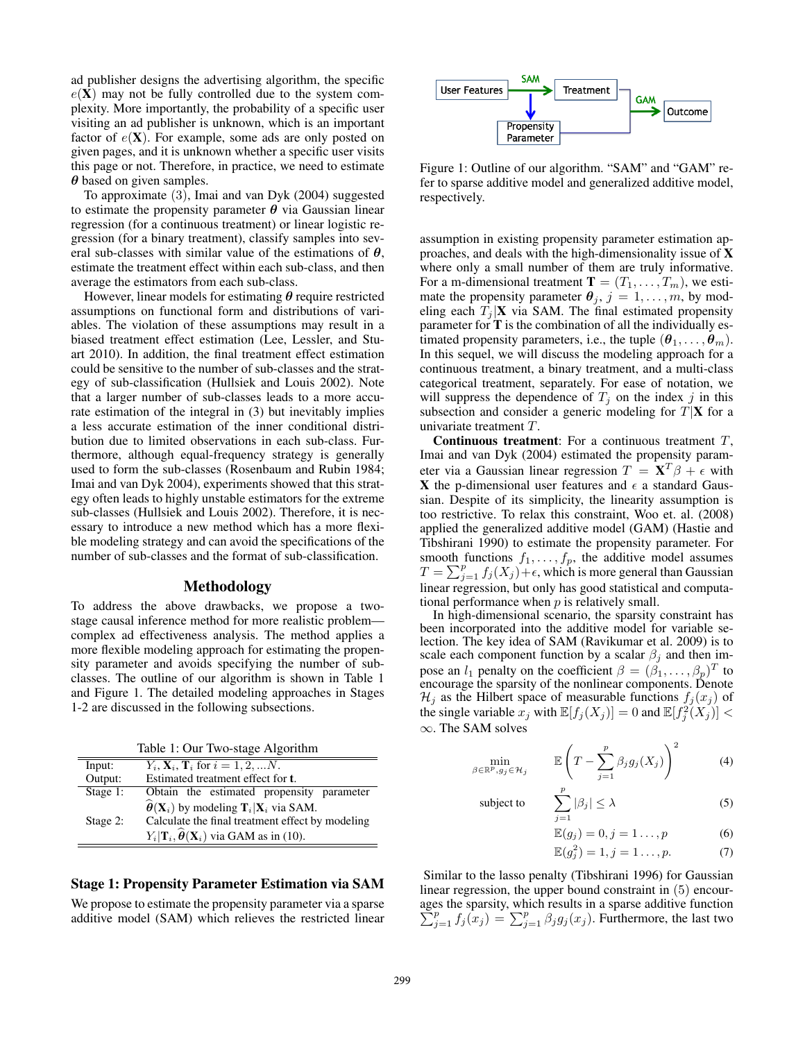ad publisher designs the advertising algorithm, the specific $e(\mathbf{X})$ may not be fully controlled due to the system complexity. More importantly, the probability of a specific user visiting an ad publisher is unknown, which is an important factor of $e(\mathbf{X})$. For example, some ads are only posted on given pages, and it is unknown whether a specific user visits this page or not. Therefore, in practice, we need to estimate $\boldsymbol{\theta}$ based on given samples.

To approximate (3), Imai and van Dyk (2004) suggested to estimate the propensity parameter $\boldsymbol{\theta}$ via Gaussian linear regression (for a continuous treatment) or linear logistic regression (for a binary treatment), classify samples into several sub-classes with similar value of the estimations of $\boldsymbol{\theta}$, estimate the treatment effect within each sub-class, and then average the estimators from each sub-class.

However, linear models for estimating $\boldsymbol{\theta}$ require restricted assumptions on functional form and distributions of variables. The violation of these assumptions may result in a biased treatment effect estimation (Lee, Lessler, and Stuart 2010). In addition, the final treatment effect estimation could be sensitive to the number of sub-classes and the strategy of sub-classification (Hullsiek and Louis 2002). Note that a larger number of sub-classes leads to a more accurate estimation of the integral in (3) but inevitably implies a less accurate estimation of the inner conditional distribution due to limited observations in each sub-class. Furthermore, although equal-frequency strategy is generally used to form the sub-classes (Rosenbaum and Rubin 1984; Imai and van Dyk 2004), experiments showed that this strategy often leads to highly unstable estimators for the extreme sub-classes (Hullsiek and Louis 2002). Therefore, it is necessary to introduce a new method which has a more flexible modeling strategy and can avoid the specifications of the number of sub-classes and the format of sub-classification.

## Methodology

To address the above drawbacks, we propose a two-stage causal inference method for more realistic problem—complex ad effectiveness analysis. The method applies a more flexible modeling approach for estimating the propensity parameter and avoids specifying the number of sub-classes. The outline of our algorithm is shown in Table 1 and Figure 1. The detailed modeling approaches in Stages 1-2 are discussed in the following subsections.

Table 1: Our Two-stage Algorithm

| | |
|---|---|
| Input: | $Y_i, \mathbf{X}_i, \mathbf{T}_i$ for $i = 1, 2, ...N$. |
| Output: | Estimated treatment effect for $\mathbf{t}$. |
| Stage 1: | Obtain the estimated propensity parameter $\widehat{\boldsymbol{\theta}}(\mathbf{X}_i)$ by modeling $\mathbf{T}_i \mid \mathbf{X}_i$ via SAM. |
| Stage 2: | Calculate the final treatment effect by modeling $Y_i \mid \mathbf{T}_i, \widehat{\boldsymbol{\theta}}(\mathbf{X}_i)$ via GAM as in (10). |

### Stage 1: Propensity Parameter Estimation via SAM

We propose to estimate the propensity parameter via a sparse additive model (SAM) which relieves the restricted linear assumption in existing propensity parameter estimation approaches, and deals with the high-dimensionality issue of $\mathbf{X}$ where only a small number of them are truly informative. For a m-dimensional treatment $\mathbf{T} = (T_1, \ldots, T_m)$, we estimate the propensity parameter $\boldsymbol{\theta}_j$, $j = 1, \ldots, m$, by modeling each $T_j \mid \mathbf{X}$ via SAM. The final estimated propensity parameter for $\mathbf{T}$ is the combination of all the individually estimated propensity parameters, i.e., the tuple $(\boldsymbol{\theta}_1, \ldots, \boldsymbol{\theta}_m)$. In this sequel, we will discuss the modeling approach for a continuous treatment, a binary treatment, and a multi-class categorical treatment, separately. For ease of notation, we will suppress the dependence of $T_j$ on the index $j$ in this subsection and consider a generic modeling for $T \mid \mathbf{X}$ for a univariate treatment $T$.

Figure 1: Outline of our algorithm. "SAM" and "GAM" refer to sparse additive model and generalized additive model, respectively.

**Continuous treatment**: For a continuous treatment $T$, Imai and van Dyk (2004) estimated the propensity parameter via a Gaussian linear regression $T = \mathbf{X}^T \beta + \epsilon$ with $\mathbf{X}$ the p-dimensional user features and $\epsilon$ a standard Gaussian. Despite of its simplicity, the linearity assumption is too restrictive. To relax this constraint, Woo et. al. (2008) applied the generalized additive model (GAM) (Hastie and Tibshirani 1990) to estimate the propensity parameter. For smooth functions $f_1, \ldots, f_p$, the additive model assumes $T = \sum_{j=1}^{p} f_j(X_j) + \epsilon$, which is more general than Gaussian linear regression, but only has good statistical and computational performance when $p$ is relatively small.

In high-dimensional scenario, the sparsity constraint has been incorporated into the additive model for variable selection. The key idea of SAM (Ravikumar et al. 2009) is to scale each component function by a scalar $\beta_j$ and then impose an $l_1$ penalty on the coefficient $\beta = (\beta_1, \ldots, \beta_p)^T$ to encourage the sparsity of the nonlinear components. Denote $\mathcal{H}_j$ as the Hilbert space of measurable functions $f_j(x_j)$ of the single variable $x_j$ with $\mathbb{E}[f_j(X_j)] = 0$ and $\mathbb{E}[f_j^2(X_j)] < \infty$. The SAM solves

$$\min_{\beta \in \mathbb{R}^p, g_j \in \mathcal{H}_j} \quad \mathbb{E}\left(T - \sum_{j=1}^{p} \beta_j g_j(X_j)\right)^2 \tag{4}$$

$$\text{subject to} \quad \sum_{j=1}^{p} |\beta_j| \le \lambda \tag{5}$$

$$\mathbb{E}(g_j) = 0, j = 1 \ldots, p \tag{6}$$

$$\mathbb{E}(g_j^2) = 1, j = 1 \ldots, p. \tag{7}$$

Similar to the lasso penalty (Tibshirani 1996) for Gaussian linear regression, the upper bound constraint in (5) encourages the sparsity, which results in a sparse additive function $\sum_{j=1}^{p} f_j(x_j) = \sum_{j=1}^{p} \beta_j g_j(x_j)$. Furthermore, the last two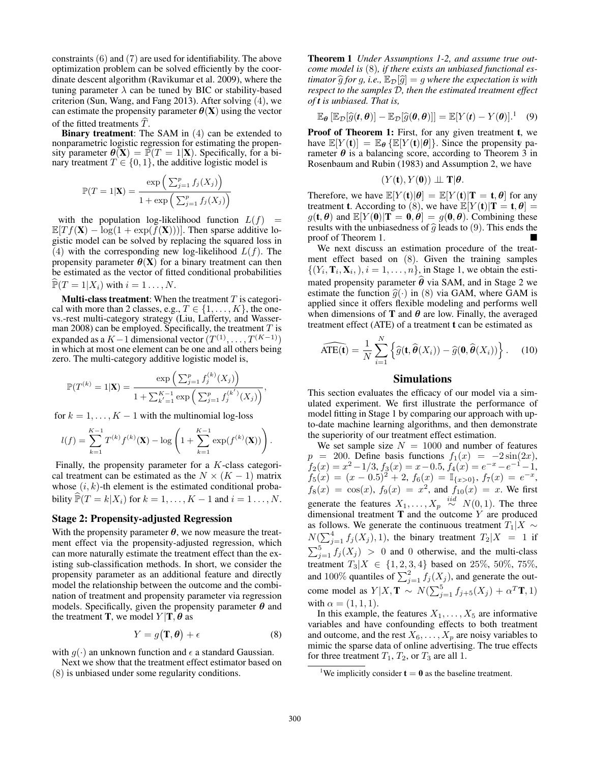constraints (6) and (7) are used for identifiability. The above optimization problem can be solved efficiently by the coordinate descent algorithm (Ravikumar et al. 2009), where the tuning parameter $\lambda$ can be tuned by BIC or stability-based criterion (Sun, Wang, and Fang 2013). After solving (4), we can estimate the propensity parameter $\boldsymbol{\theta}(\mathbf{X})$ using the vector of the fitted treatments $\widehat{T}$.

**Binary treatment**: The SAM in (4) can be extended to nonparametric logistic regression for estimating the propensity parameter $\boldsymbol{\theta}(\mathbf{X}) = \mathbb{P}(T = 1|\mathbf{X})$. Specifically, for a binary treatment $T \in \{0, 1\}$, the additive logistic model is

$$\mathbb{P}(T = 1|\mathbf{X}) = \frac{\exp\Big(\sum_{j=1}^{p} f_j(X_j)\Big)}{1 + \exp\Big(\sum_{j=1}^{p} f_j(X_j)\Big)}$$

with the population log-likelihood function $L(f) = \mathbb{E}[Tf(\mathbf{X}) - \log(1 + \exp(f(\mathbf{X})))]$. Then sparse additive logistic model can be solved by replacing the squared loss in (4) with the corresponding new log-likelihood $L(f)$. The propensity parameter $\boldsymbol{\theta}(\mathbf{X})$ for a binary treatment can then be estimated as the vector of fitted conditional probabilities $\widehat{\mathbb{P}}(T = 1|X_i)$ with $i = 1 \ldots, N$.

**Multi-class treatment**: When the treatment $T$ is categorical with more than 2 classes, e.g., $T \in \{1, \ldots, K\}$, the one-vs.-rest multi-category strategy (Liu, Lafferty, and Wasserman 2008) can be employed. Specifically, the treatment $T$ is expanded as a $K-1$ dimensional vector $(T^{(1)}, \ldots, T^{(K-1)})$ in which at most one element can be one and all others being zero. The multi-category additive logistic model is,

$$\mathbb{P}(T^{(k)} = 1|\mathbf{X}) = \frac{\exp\Big(\sum_{j=1}^{p} f_j^{(k)}(X_j)\Big)}{1 + \sum_{k'=1}^{K-1}\exp\Big(\sum_{j=1}^{p} f_j^{(k')}(X_j)\Big)},$$

for $k = 1, \ldots, K-1$ with the multinomial log-loss

$$l(f) = \sum_{k=1}^{K-1} T^{(k)} f^{(k)}(\mathbf{X}) - \log\left(1 + \sum_{k=1}^{K-1}\exp(f^{(k)}(\mathbf{X}))\right).$$

Finally, the propensity parameter for a $K$-class categorical treatment can be estimated as the $N \times (K-1)$ matrix whose $(i, k)$-th element is the estimated conditional probability $\widehat{\mathbb{P}}(T = k|X_i)$ for $k = 1, \ldots, K-1$ and $i = 1 \ldots, N$.

### Stage 2: Propensity-adjusted Regression

With the propensity parameter $\boldsymbol{\theta}$, we now measure the treatment effect via the propensity-adjusted regression, which can more naturally estimate the treatment effect than the existing sub-classification methods. In short, we consider the propensity parameter as an additional feature and directly model the relationship between the outcome and the combination of treatment and propensity parameter via regression models. Specifically, given the propensity parameter $\boldsymbol{\theta}$ and the treatment $\mathbf{T}$, we model $Y|\mathbf{T}, \boldsymbol{\theta}$ as

$$Y = g\big(\mathbf{T}, \boldsymbol{\theta}\big) + \epsilon \tag{8}$$

with $g(\cdot)$ an unknown function and $\epsilon$ a standard Gaussian.

Next we show that the treatment effect estimator based on (8) is unbiased under some regularity conditions.

**Theorem 1** *Under Assumptions 1-2, and assume true outcome model is* (8)*, if there exists an unbiased functional estimator $\widehat{g}$ for $g$, i.e., $\mathbb{E}_{\mathcal{D}}[\widehat{g}] = g$ where the expectation is with respect to the samples $\mathcal{D}$, then the estimated treatment effect of $\mathbf{t}$ is unbiased. That is,*

$$\mathbb{E}_{\boldsymbol{\theta}}\left[\mathbb{E}_{\mathcal{D}}[\widehat{g}(\mathbf{t}, \boldsymbol{\theta})] - \mathbb{E}_{\mathcal{D}}[\widehat{g}(\mathbf{0}, \boldsymbol{\theta})]\right] = \mathbb{E}[Y(\mathbf{t}) - Y(\mathbf{0})].^{1} \tag{9}$$

**Proof of Theorem 1:** First, for any given treatment $\mathbf{t}$, we have $\mathbb{E}[Y(\mathbf{t})] = \mathbb{E}_{\boldsymbol{\theta}}\left\{\mathbb{E}[Y(\mathbf{t})|\boldsymbol{\theta}]\right\}$. Since the propensity parameter $\boldsymbol{\theta}$ is a balancing score, according to Theorem 3 in Rosenbaum and Rubin (1983) and Assumption 2, we have

$$(Y(\mathbf{t}), Y(\mathbf{0})) \perp\!\!\!\perp \mathbf{T}|\boldsymbol{\theta}.$$

Therefore, we have $\mathbb{E}[Y(\mathbf{t})|\boldsymbol{\theta}] = \mathbb{E}[Y(\mathbf{t})|\mathbf{T} = \mathbf{t}, \boldsymbol{\theta}]$ for any treatment $\mathbf{t}$. According to (8), we have $\mathbb{E}[Y(\mathbf{t})|\mathbf{T} = \mathbf{t}, \boldsymbol{\theta}] = g(\mathbf{t}, \boldsymbol{\theta})$ and $\mathbb{E}[Y(\mathbf{0})|\mathbf{T} = \mathbf{0}, \boldsymbol{\theta}] = g(\mathbf{0}, \boldsymbol{\theta})$. Combining these results with the unbiasedness of $\widehat{g}$ leads to (9). This ends the proof of Theorem 1. ■

We next discuss an estimation procedure of the treatment effect based on (8). Given the training samples $\{(Y_i, \mathbf{T}_i, \mathbf{X}_i,), i = 1, \ldots, n\}$, in Stage 1, we obtain the estimated propensity parameter $\widehat{\boldsymbol{\theta}}$ via SAM, and in Stage 2 we estimate the function $\widehat{g}(\cdot)$ in (8) via GAM, where GAM is applied since it offers flexible modeling and performs well when dimensions of $\mathbf{T}$ and $\boldsymbol{\theta}$ are low. Finally, the averaged treatment effect (ATE) of a treatment $\mathbf{t}$ can be estimated as

$$\widehat{\text{ATE}(\mathbf{t})} = \frac{1}{N}\sum_{i=1}^{N}\left\{\widehat{g}(\mathbf{t}, \widehat{\boldsymbol{\theta}}(X_i)) - \widehat{g}(\mathbf{0}, \widehat{\boldsymbol{\theta}}(X_i))\right\}. \tag{10}$$

## Simulations

This section evaluates the efficacy of our model via a simulated experiment. We first illustrate the performance of model fitting in Stage 1 by comparing our approach with up-to-date machine learning algorithms, and then demonstrate the superiority of our treatment effect estimation.

We set sample size $N = 1000$ and number of features $p = 200$. Define basis functions $f_1(x) = -2\sin(2x)$, $f_2(x) = x^2 - 1/3$, $f_3(x) = x - 0.5$, $f_4(x) = e^{-x} - e^{-1} - 1$, $f_5(x) = (x - 0.5)^2 + 2$, $f_6(x) = \mathbb{I}_{\{x>0\}}$, $f_7(x) = e^{-x}$, $f_8(x) = \cos(x)$, $f_9(x) = x^2$, and $f_{10}(x) = x$. We first generate the features $X_1, \ldots, X_p \overset{iid}{\sim} N(0, 1)$. The three dimensional treatment $\mathbf{T}$ and the outcome $Y$ are produced as follows. We generate the continuous treatment $T_1|X \sim N(\sum_{j=1}^{4} f_j(X_j), 1)$, the binary treatment $T_2|X = 1$ if $\sum_{j=1}^{5} f_j(X_j) > 0$ and 0 otherwise, and the multi-class treatment $T_3|X \in \{1, 2, 3, 4\}$ based on 25%, 50%, 75%, and 100% quantiles of $\sum_{j=1}^{2} f_j(X_j)$, and generate the outcome model as $Y|X, \mathbf{T} \sim N(\sum_{j=1}^{5} f_{j+5}(X_j) + \alpha^T\mathbf{T}, 1)$ with $\alpha = (1, 1, 1)$.

In this example, the features $X_1, \ldots, X_5$ are informative variables and have confounding effects to both treatment and outcome, and the rest $X_6, \ldots, X_p$ are noisy variables to mimic the sparse data of online advertising. The true effects for three treatment $T_1$, $T_2$, or $T_3$ are all 1.

[1] We implicitly consider $\mathbf{t} = \mathbf{0}$ as the baseline treatment.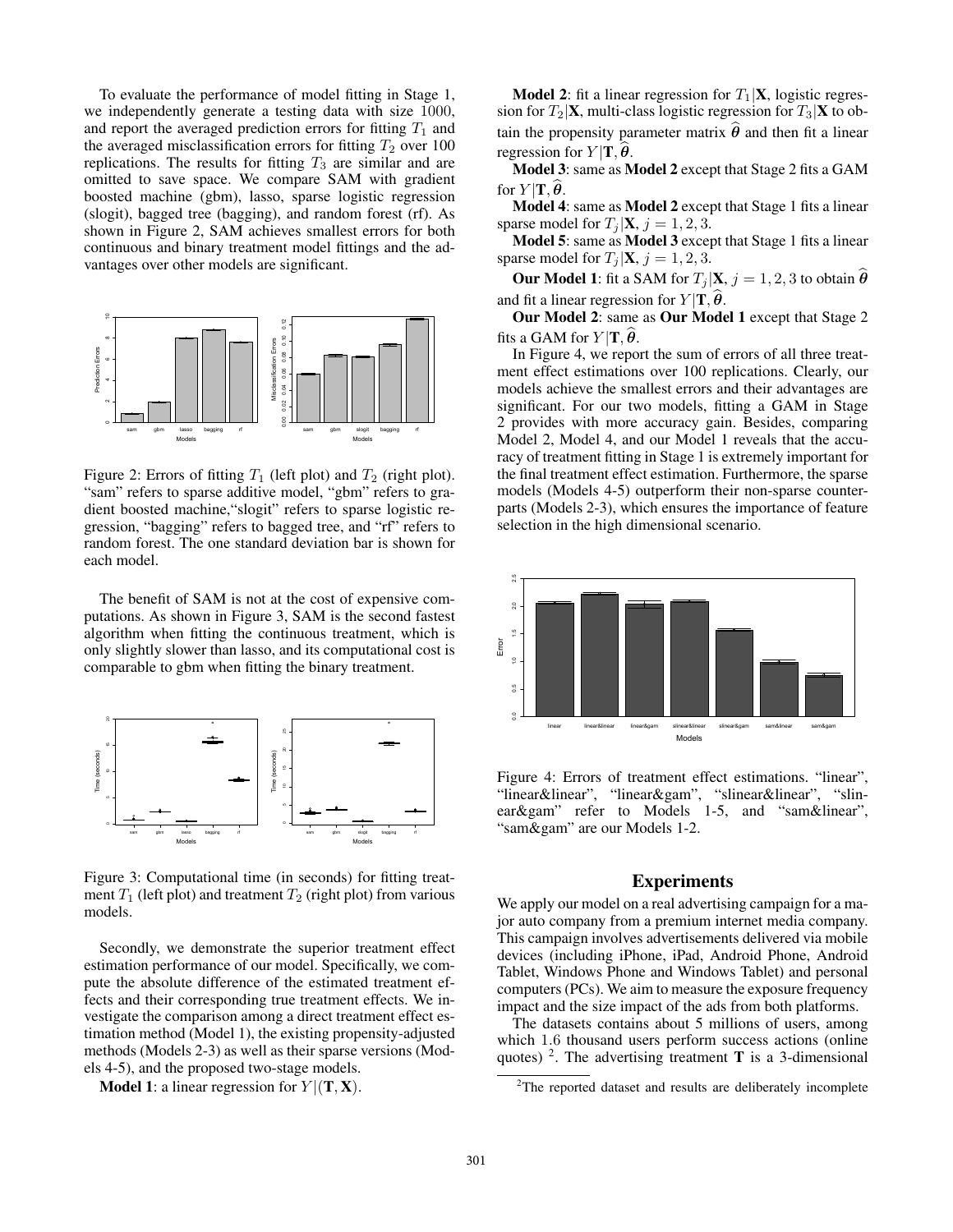To evaluate the performance of model fitting in Stage 1, we independently generate a testing data with size 1000, and report the averaged prediction errors for fitting $T_1$ and the averaged misclassification errors for fitting $T_2$ over 100 replications. The results for fitting $T_3$ are similar and are omitted to save space. We compare SAM with gradient boosted machine (gbm), lasso, sparse logistic regression (slogit), bagged tree (bagging), and random forest (rf). As shown in Figure 2, SAM achieves smallest errors for both continuous and binary treatment model fittings and the advantages over other models are significant.

Figure 2: Errors of fitting $T_1$ (left plot) and $T_2$ (right plot). "sam" refers to sparse additive model, "gbm" refers to gradient boosted machine,"slogit" refers to sparse logistic regression, "bagging" refers to bagged tree, and "rf" refers to random forest. The one standard deviation bar is shown for each model.

The benefit of SAM is not at the cost of expensive computations. As shown in Figure 3, SAM is the second fastest algorithm when fitting the continuous treatment, which is only slightly slower than lasso, and its computational cost is comparable to gbm when fitting the binary treatment.

Figure 3: Computational time (in seconds) for fitting treatment $T_1$ (left plot) and treatment $T_2$ (right plot) from various models.

Secondly, we demonstrate the superior treatment effect estimation performance of our model. Specifically, we compute the absolute difference of the estimated treatment effects and their corresponding true treatment effects. We investigate the comparison among a direct treatment effect estimation method (Model 1), the existing propensity-adjusted methods (Models 2-3) as well as their sparse versions (Models 4-5), and the proposed two-stage models.

**Model 1**: a linear regression for $Y|(\mathbf{T}, \mathbf{X})$.

**Model 2**: fit a linear regression for $T_1|\mathbf{X}$, logistic regression for $T_2|\mathbf{X}$, multi-class logistic regression for $T_3|\mathbf{X}$ to obtain the propensity parameter matrix $\widehat{\boldsymbol{\theta}}$ and then fit a linear regression for $Y|\mathbf{T}, \widehat{\boldsymbol{\theta}}$.

**Model 3**: same as **Model 2** except that Stage 2 fits a GAM for $Y|\mathbf{T}, \widehat{\boldsymbol{\theta}}$.

**Model 4**: same as **Model 2** except that Stage 1 fits a linear sparse model for $T_j|\mathbf{X}$, $j = 1, 2, 3$.

**Model 5**: same as **Model 3** except that Stage 1 fits a linear sparse model for $T_j|\mathbf{X}$, $j = 1, 2, 3$.

**Our Model 1**: fit a SAM for $T_j|\mathbf{X}$, $j = 1, 2, 3$ to obtain $\widehat{\boldsymbol{\theta}}$ and fit a linear regression for $Y|\mathbf{T}, \widehat{\boldsymbol{\theta}}$.

**Our Model 2**: same as **Our Model 1** except that Stage 2 fits a GAM for $Y|\mathbf{T}, \widehat{\boldsymbol{\theta}}$.

In Figure 4, we report the sum of errors of all three treatment effect estimations over 100 replications. Clearly, our models achieve the smallest errors and their advantages are significant. For our two models, fitting a GAM in Stage 2 provides with more accuracy gain. Besides, comparing Model 2, Model 4, and our Model 1 reveals that the accuracy of treatment fitting in Stage 1 is extremely important for the final treatment effect estimation. Furthermore, the sparse models (Models 4-5) outperform their non-sparse counterparts (Models 2-3), which ensures the importance of feature selection in the high dimensional scenario.

Figure 4: Errors of treatment effect estimations. "linear", "linear&linear", "linear&gam", "slinear&linear", "slinear&gam" refer to Models 1-5, and "sam&linear", "sam&gam" are our Models 1-2.

## Experiments

We apply our model on a real advertising campaign for a major auto company from a premium internet media company. This campaign involves advertisements delivered via mobile devices (including iPhone, iPad, Android Phone, Android Tablet, Windows Phone and Windows Tablet) and personal computers (PCs). We aim to measure the exposure frequency impact and the size impact of the ads from both platforms.

The datasets contains about 5 millions of users, among which 1.6 thousand users perform success actions (online quotes) [2]. The advertising treatment $\mathbf{T}$ is a 3-dimensional

[2]The reported dataset and results are deliberately incomplete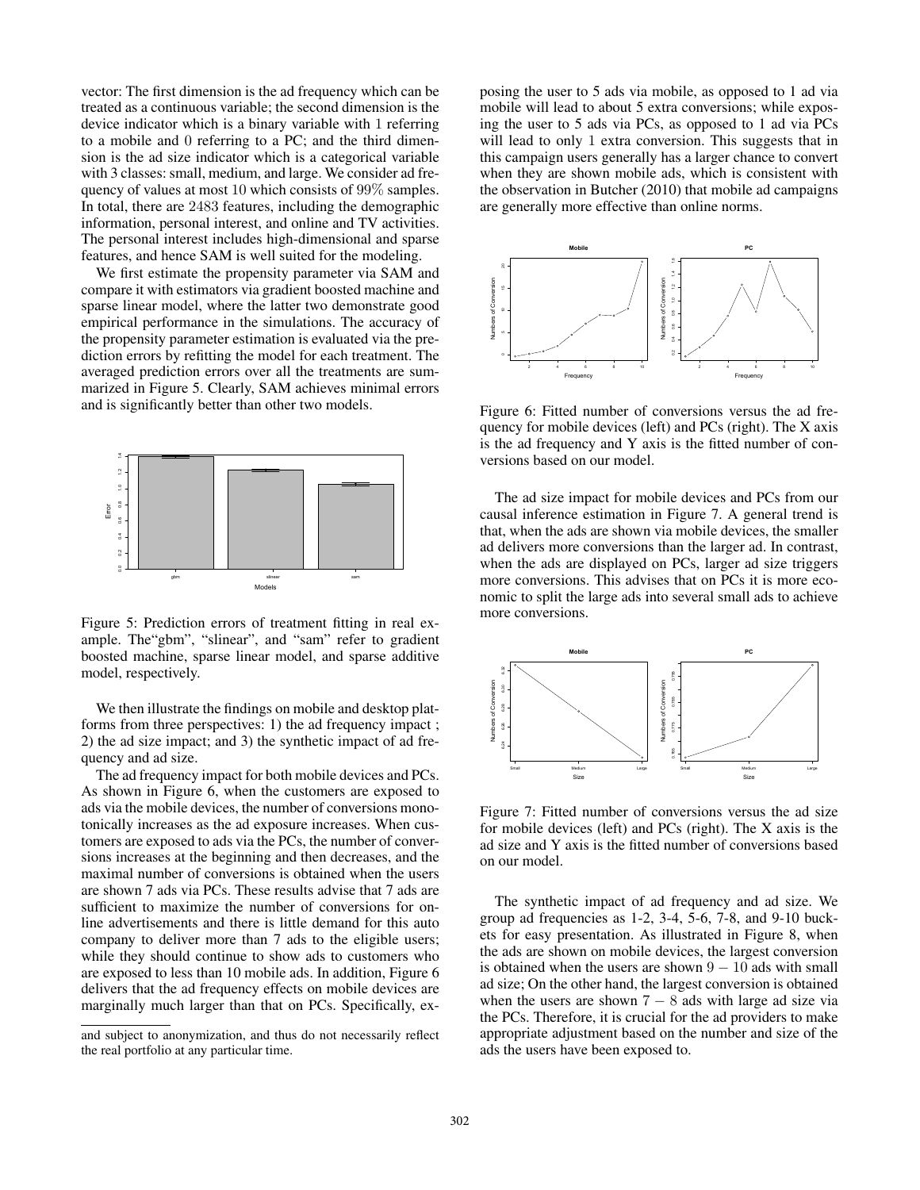vector: The first dimension is the ad frequency which can be treated as a continuous variable; the second dimension is the device indicator which is a binary variable with 1 referring to a mobile and 0 referring to a PC; and the third dimension is the ad size indicator which is a categorical variable with 3 classes: small, medium, and large. We consider ad frequency of values at most 10 which consists of 99% samples. In total, there are 2483 features, including the demographic information, personal interest, and online and TV activities. The personal interest includes high-dimensional and sparse features, and hence SAM is well suited for the modeling.

We first estimate the propensity parameter via SAM and compare it with estimators via gradient boosted machine and sparse linear model, where the latter two demonstrate good empirical performance in the simulations. The accuracy of the propensity parameter estimation is evaluated via the prediction errors by refitting the model for each treatment. The averaged prediction errors over all the treatments are summarized in Figure 5. Clearly, SAM achieves minimal errors and is significantly better than other two models.

Figure 5: Prediction errors of treatment fitting in real example. The"gbm", "slinear", and "sam" refer to gradient boosted machine, sparse linear model, and sparse additive model, respectively.

We then illustrate the findings on mobile and desktop platforms from three perspectives: 1) the ad frequency impact ; 2) the ad size impact; and 3) the synthetic impact of ad frequency and ad size.

The ad frequency impact for both mobile devices and PCs. As shown in Figure 6, when the customers are exposed to ads via the mobile devices, the number of conversions monotonically increases as the ad exposure increases. When customers are exposed to ads via the PCs, the number of conversions increases at the beginning and then decreases, and the maximal number of conversions is obtained when the users are shown 7 ads via PCs. These results advise that 7 ads are sufficient to maximize the number of conversions for online advertisements and there is little demand for this auto company to deliver more than 7 ads to the eligible users; while they should continue to show ads to customers who are exposed to less than 10 mobile ads. In addition, Figure 6 delivers that the ad frequency effects on mobile devices are marginally much larger than that on PCs. Specifically, exposing the user to 5 ads via mobile, as opposed to 1 ad via mobile will lead to about 5 extra conversions; while exposing the user to 5 ads via PCs, as opposed to 1 ad via PCs will lead to only 1 extra conversion. This suggests that in this campaign users generally has a larger chance to convert when they are shown mobile ads, which is consistent with the observation in Butcher (2010) that mobile ad campaigns are generally more effective than online norms.

Figure 6: Fitted number of conversions versus the ad frequency for mobile devices (left) and PCs (right). The X axis is the ad frequency and Y axis is the fitted number of conversions based on our model.

The ad size impact for mobile devices and PCs from our causal inference estimation in Figure 7. A general trend is that, when the ads are shown via mobile devices, the smaller ad delivers more conversions than the larger ad. In contrast, when the ads are displayed on PCs, larger ad size triggers more conversions. This advises that on PCs it is more economic to split the large ads into several small ads to achieve more conversions.

Figure 7: Fitted number of conversions versus the ad size for mobile devices (left) and PCs (right). The X axis is the ad size and Y axis is the fitted number of conversions based on our model.

The synthetic impact of ad frequency and ad size. We group ad frequencies as 1-2, 3-4, 5-6, 7-8, and 9-10 buckets for easy presentation. As illustrated in Figure 8, when the ads are shown on mobile devices, the largest conversion is obtained when the users are shown $9-10$ ads with small ad size; On the other hand, the largest conversion is obtained when the users are shown $7-8$ ads with large ad size via the PCs. Therefore, it is crucial for the ad providers to make appropriate adjustment based on the number and size of the ads the users have been exposed to.

and subject to anonymization, and thus do not necessarily reflect the real portfolio at any particular time.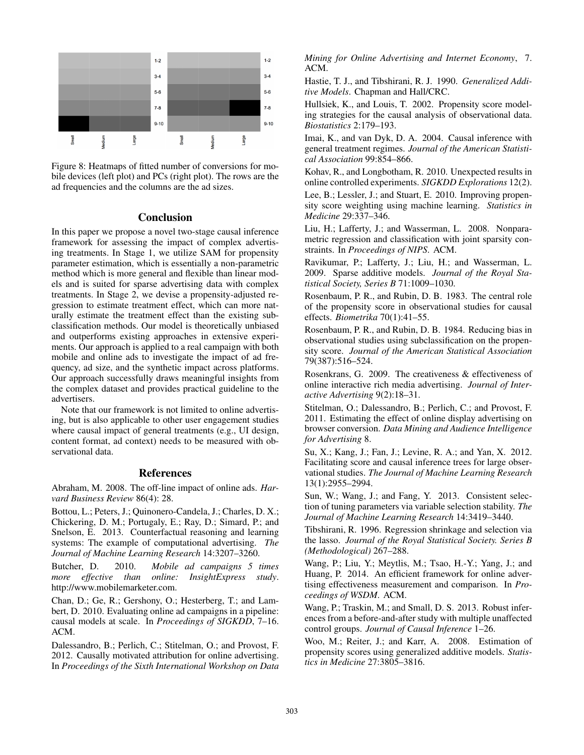1-2
3-4
5-6
7-8
9-10
Small
Medium
Large

1-2
3-4
5-6
7-8
9-10
Small
Medium
Large

Figure 8: Heatmaps of fitted number of conversions for mobile devices (left plot) and PCs (right plot). The rows are the ad frequencies and the columns are the ad sizes.

## Conclusion

In this paper we propose a novel two-stage causal inference framework for assessing the impact of complex advertising treatments. In Stage 1, we utilize SAM for propensity parameter estimation, which is essentially a non-parametric method which is more general and flexible than linear models and is suited for sparse advertising data with complex treatments. In Stage 2, we devise a propensity-adjusted regression to estimate treatment effect, which can more naturally estimate the treatment effect than the existing subclassification methods. Our model is theoretically unbiased and outperforms existing approaches in extensive experiments. Our approach is applied to a real campaign with both mobile and online ads to investigate the impact of ad frequency, ad size, and the synthetic impact across platforms. Our approach successfully draws meaningful insights from the complex dataset and provides practical guideline to the advertisers.

Note that our framework is not limited to online advertising, but is also applicable to other user engagement studies where causal impact of general treatments (e.g., UI design, content format, ad context) needs to be measured with observational data.

## References

Abraham, M. 2008. The off-line impact of online ads. *Harvard Business Review* 86(4): 28.

Bottou, L.; Peters, J.; Quinonero-Candela, J.; Charles, D. X.; Chickering, D. M.; Portugaly, E.; Ray, D.; Simard, P.; and Snelson, E. 2013. Counterfactual reasoning and learning systems: The example of computational advertising. *The Journal of Machine Learning Research* 14:3207–3260.

Butcher, D. 2010. *Mobile ad campaigns 5 times more effective than online: InsightExpress study*. http://www.mobilemarketer.com.

Chan, D.; Ge, R.; Gershony, O.; Hesterberg, T.; and Lambert, D. 2010. Evaluating online ad campaigns in a pipeline: causal models at scale. In *Proceedings of SIGKDD*, 7–16. ACM.

Dalessandro, B.; Perlich, C.; Stitelman, O.; and Provost, F. 2012. Causally motivated attribution for online advertising. In *Proceedings of the Sixth International Workshop on Data Mining for Online Advertising and Internet Economy*, 7. ACM.

Hastie, T. J., and Tibshirani, R. J. 1990. *Generalized Additive Models*. Chapman and Hall/CRC.

Hullsiek, K., and Louis, T. 2002. Propensity score modeling strategies for the causal analysis of observational data. *Biostatistics* 2:179–193.

Imai, K., and van Dyk, D. A. 2004. Causal inference with general treatment regimes. *Journal of the American Statistical Association* 99:854–866.

Kohav, R., and Longbotham, R. 2010. Unexpected results in online controlled experiments. *SIGKDD Explorations* 12(2).

Lee, B.; Lessler, J.; and Stuart, E. 2010. Improving propensity score weighting using machine learning. *Statistics in Medicine* 29:337–346.

Liu, H.; Lafferty, J.; and Wasserman, L. 2008. Nonparametric regression and classification with joint sparsity constraints. In *Proceedings of NIPS*. ACM.

Ravikumar, P.; Lafferty, J.; Liu, H.; and Wasserman, L. 2009. Sparse additive models. *Journal of the Royal Statistical Society, Series B* 71:1009–1030.

Rosenbaum, P. R., and Rubin, D. B. 1983. The central role of the propensity score in observational studies for causal effects. *Biometrika* 70(1):41–55.

Rosenbaum, P. R., and Rubin, D. B. 1984. Reducing bias in observational studies using subclassification on the propensity score. *Journal of the American Statistical Association* 79(387):516–524.

Rosenkrans, G. 2009. The creativeness & effectiveness of online interactive rich media advertising. *Journal of Interactive Advertising* 9(2):18–31.

Stitelman, O.; Dalessandro, B.; Perlich, C.; and Provost, F. 2011. Estimating the effect of online display advertising on browser conversion. *Data Mining and Audience Intelligence for Advertising* 8.

Su, X.; Kang, J.; Fan, J.; Levine, R. A.; and Yan, X. 2012. Facilitating score and causal inference trees for large observational studies. *The Journal of Machine Learning Research* 13(1):2955–2994.

Sun, W.; Wang, J.; and Fang, Y. 2013. Consistent selection of tuning parameters via variable selection stability. *The Journal of Machine Learning Research* 14:3419–3440.

Tibshirani, R. 1996. Regression shrinkage and selection via the lasso. *Journal of the Royal Statistical Society. Series B (Methodological)* 267–288.

Wang, P.; Liu, Y.; Meytlis, M.; Tsao, H.-Y.; Yang, J.; and Huang, P. 2014. An efficient framework for online advertising effectiveness measurement and comparison. In *Proceedings of WSDM*. ACM.

Wang, P.; Traskin, M.; and Small, D. S. 2013. Robust inferences from a before-and-after study with multiple unaffected control groups. *Journal of Causal Inference* 1–26.

Woo, M.; Reiter, J.; and Karr, A. 2008. Estimation of propensity scores using generalized additive models. *Statistics in Medicine* 27:3805–3816.